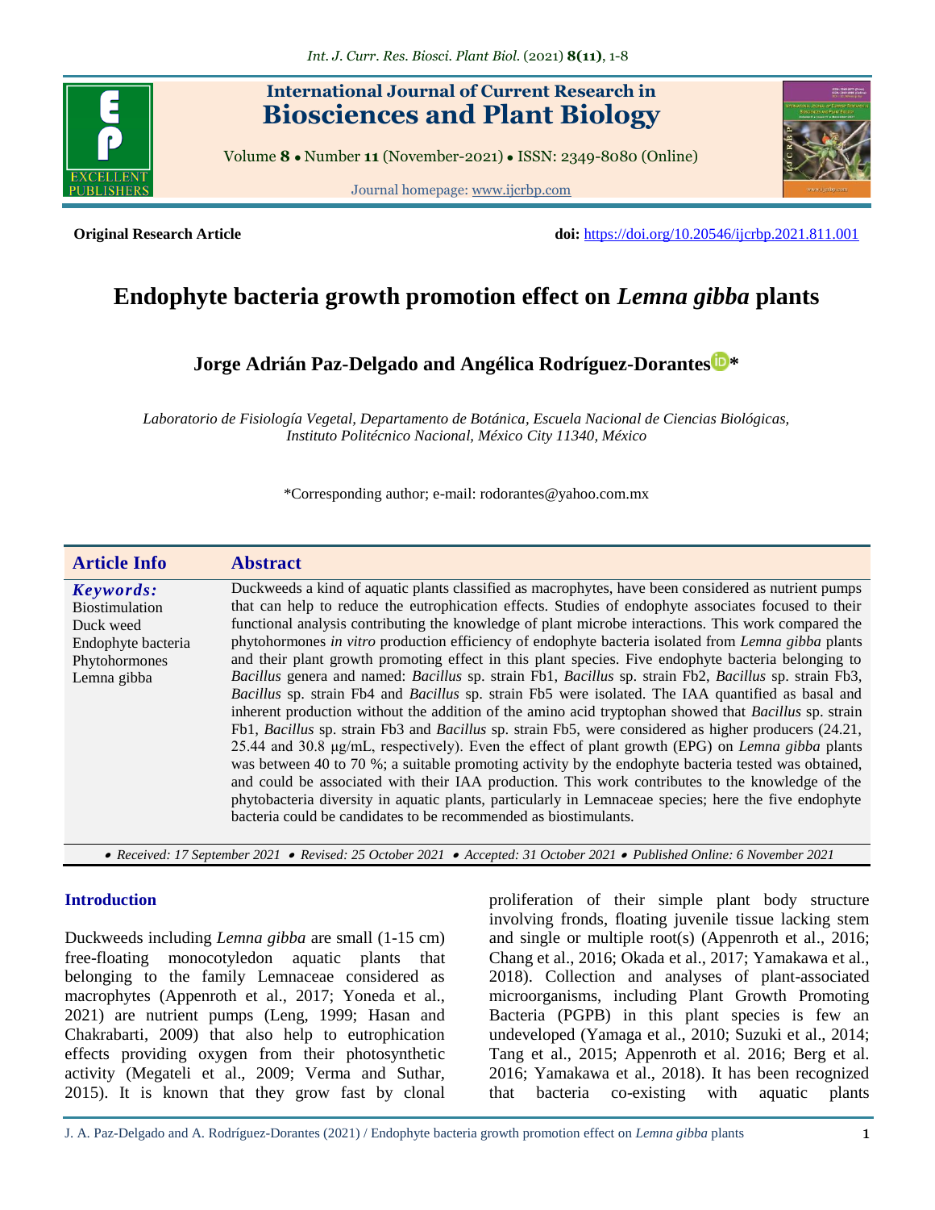**Original Research Article**

**doi:** https://doi.org/10.20546/ijcrbp.2021.811.001

# Endophyte bacteria growth promotion effect on *Lemna gibba* plants

**Jorge Adrián Paz-Delgado and Angélica Rodríguez-Dorantes***

*Laboratorio de Fisiología Vegetal, Departamento de Botánica, Escuela Nacional de Ciencias Biológicas, Instituto Politécnico Nacional, México City 11340, México*

*Corresponding author; e-mail: rodorantes@yahoo.com.mx

## Article Info

***Keywords:***
Biostimulation
Duck weed
Endophyte bacteria
Phytohormones
Lemna gibba

## Abstract

Duckweeds a kind of aquatic plants classified as macrophytes, have been considered as nutrient pumps that can help to reduce the eutrophication effects. Studies of endophyte associates focused to their functional analysis contributing the knowledge of plant microbe interactions. This work compared the phytohormones *in vitro* production efficiency of endophyte bacteria isolated from *Lemna gibba* plants and their plant growth promoting effect in this plant species. Five endophyte bacteria belonging to *Bacillus* genera and named: *Bacillus* sp. strain Fb1, *Bacillus* sp. strain Fb2, *Bacillus* sp. strain Fb3, *Bacillus* sp. strain Fb4 and *Bacillus* sp. strain Fb5 were isolated. The IAA quantified as basal and inherent production without the addition of the amino acid tryptophan showed that *Bacillus* sp. strain Fb1, *Bacillus* sp. strain Fb3 and *Bacillus* sp. strain Fb5, were considered as higher producers (24.21, 25.44 and 30.8 µg/mL, respectively). Even the effect of plant growth (EPG) on *Lemna gibba* plants was between 40 to 70 %; a suitable promoting activity by the endophyte bacteria tested was obtained, and could be associated with their IAA production. This work contributes to the knowledge of the phytobacteria diversity in aquatic plants, particularly in Lemnaceae species; here the five endophyte bacteria could be candidates to be recommended as biostimulants.

• *Received: 17 September 2021* • *Revised: 25 October 2021* • *Accepted: 31 October 2021* • *Published Online: 6 November 2021*

## Introduction

Duckweeds including *Lemna gibba* are small (1-15 cm) free-floating monocotyledon aquatic plants that belonging to the family Lemnaceae considered as macrophytes (Appenroth et al., 2017; Yoneda et al., 2021) are nutrient pumps (Leng, 1999; Hasan and Chakrabarti, 2009) that also help to eutrophication effects providing oxygen from their photosynthetic activity (Megateli et al., 2009; Verma and Suthar, 2015). It is known that they grow fast by clonal proliferation of their simple plant body structure involving fronds, floating juvenile tissue lacking stem and single or multiple root(s) (Appenroth et al., 2016; Chang et al., 2016; Okada et al., 2017; Yamakawa et al., 2018). Collection and analyses of plant-associated microorganisms, including Plant Growth Promoting Bacteria (PGPB) in this plant species is few an undeveloped (Yamaga et al., 2010; Suzuki et al., 2014; Tang et al., 2015; Appenroth et al. 2016; Berg et al. 2016; Yamakawa et al., 2018). It has been recognized that bacteria co-existing with aquatic plants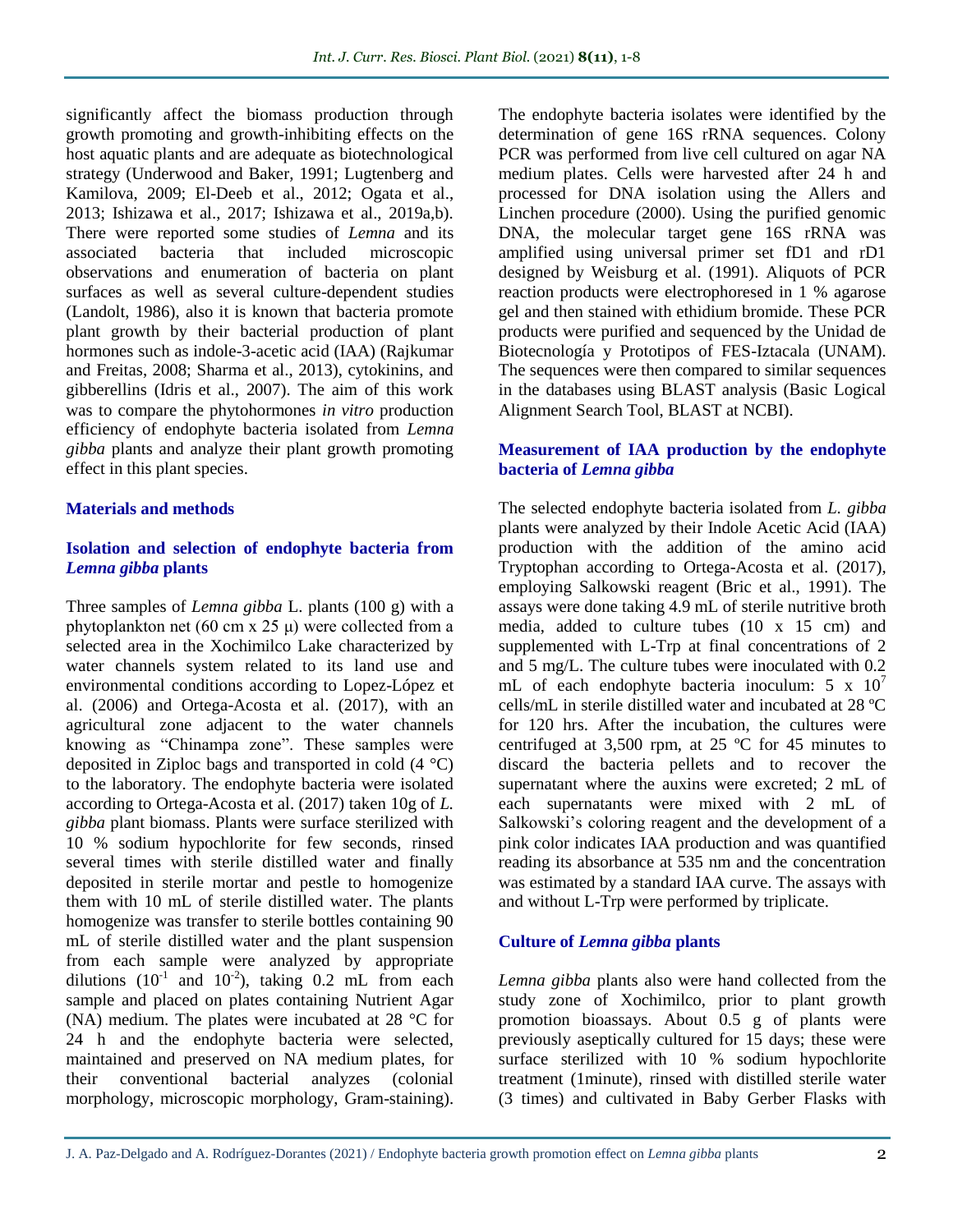significantly affect the biomass production through growth promoting and growth-inhibiting effects on the host aquatic plants and are adequate as biotechnological strategy (Underwood and Baker, 1991; Lugtenberg and Kamilova, 2009; El-Deeb et al., 2012; Ogata et al., 2013; Ishizawa et al., 2017; Ishizawa et al., 2019a,b). There were reported some studies of *Lemna* and its associated bacteria that included microscopic observations and enumeration of bacteria on plant surfaces as well as several culture-dependent studies (Landolt, 1986), also it is known that bacteria promote plant growth by their bacterial production of plant hormones such as indole-3-acetic acid (IAA) (Rajkumar and Freitas, 2008; Sharma et al., 2013), cytokinins, and gibberellins (Idris et al., 2007). The aim of this work was to compare the phytohormones *in vitro* production efficiency of endophyte bacteria isolated from *Lemna gibba* plants and analyze their plant growth promoting effect in this plant species.

## Materials and methods

### Isolation and selection of endophyte bacteria from *Lemna gibba* plants

Three samples of *Lemna gibba* L. plants (100 g) with a phytoplankton net (60 cm x 25 μ) were collected from a selected area in the Xochimilco Lake characterized by water channels system related to its land use and environmental conditions according to Lopez-López et al. (2006) and Ortega-Acosta et al. (2017), with an agricultural zone adjacent to the water channels knowing as "Chinampa zone". These samples were deposited in Ziploc bags and transported in cold (4 °C) to the laboratory. The endophyte bacteria were isolated according to Ortega-Acosta et al. (2017) taken 10g of *L. gibba* plant biomass. Plants were surface sterilized with 10 % sodium hypochlorite for few seconds, rinsed several times with sterile distilled water and finally deposited in sterile mortar and pestle to homogenize them with 10 mL of sterile distilled water. The plants homogenize was transfer to sterile bottles containing 90 mL of sterile distilled water and the plant suspension from each sample were analyzed by appropriate dilutions ($10^{-1}$ and $10^{-2}$), taking 0.2 mL from each sample and placed on plates containing Nutrient Agar (NA) medium. The plates were incubated at 28 °C for 24 h and the endophyte bacteria were selected, maintained and preserved on NA medium plates, for their conventional bacterial analyzes (colonial morphology, microscopic morphology, Gram-staining). The endophyte bacteria isolates were identified by the determination of gene 16S rRNA sequences. Colony PCR was performed from live cell cultured on agar NA medium plates. Cells were harvested after 24 h and processed for DNA isolation using the Allers and Linchen procedure (2000). Using the purified genomic DNA, the molecular target gene 16S rRNA was amplified using universal primer set fD1 and rD1 designed by Weisburg et al. (1991). Aliquots of PCR reaction products were electrophoresed in 1 % agarose gel and then stained with ethidium bromide. These PCR products were purified and sequenced by the Unidad de Biotecnología y Prototipos of FES-Iztacala (UNAM). The sequences were then compared to similar sequences in the databases using BLAST analysis (Basic Logical Alignment Search Tool, BLAST at NCBI).

### Measurement of IAA production by the endophyte bacteria of *Lemna gibba*

The selected endophyte bacteria isolated from *L. gibba* plants were analyzed by their Indole Acetic Acid (IAA) production with the addition of the amino acid Tryptophan according to Ortega-Acosta et al. (2017), employing Salkowski reagent (Bric et al., 1991). The assays were done taking 4.9 mL of sterile nutritive broth media, added to culture tubes (10 x 15 cm) and supplemented with L-Trp at final concentrations of 2 and 5 mg/L. The culture tubes were inoculated with 0.2 mL of each endophyte bacteria inoculum: $5 \times 10^7$ cells/mL in sterile distilled water and incubated at 28 ºC for 120 hrs. After the incubation, the cultures were centrifuged at 3,500 rpm, at 25 ºC for 45 minutes to discard the bacteria pellets and to recover the supernatant where the auxins were excreted; 2 mL of each supernatants were mixed with 2 mL of Salkowski's coloring reagent and the development of a pink color indicates IAA production and was quantified reading its absorbance at 535 nm and the concentration was estimated by a standard IAA curve. The assays with and without L-Trp were performed by triplicate.

### Culture of *Lemna gibba* plants

*Lemna gibba* plants also were hand collected from the study zone of Xochimilco, prior to plant growth promotion bioassays. About 0.5 g of plants were previously aseptically cultured for 15 days; these were surface sterilized with 10 % sodium hypochlorite treatment (1minute), rinsed with distilled sterile water (3 times) and cultivated in Baby Gerber Flasks with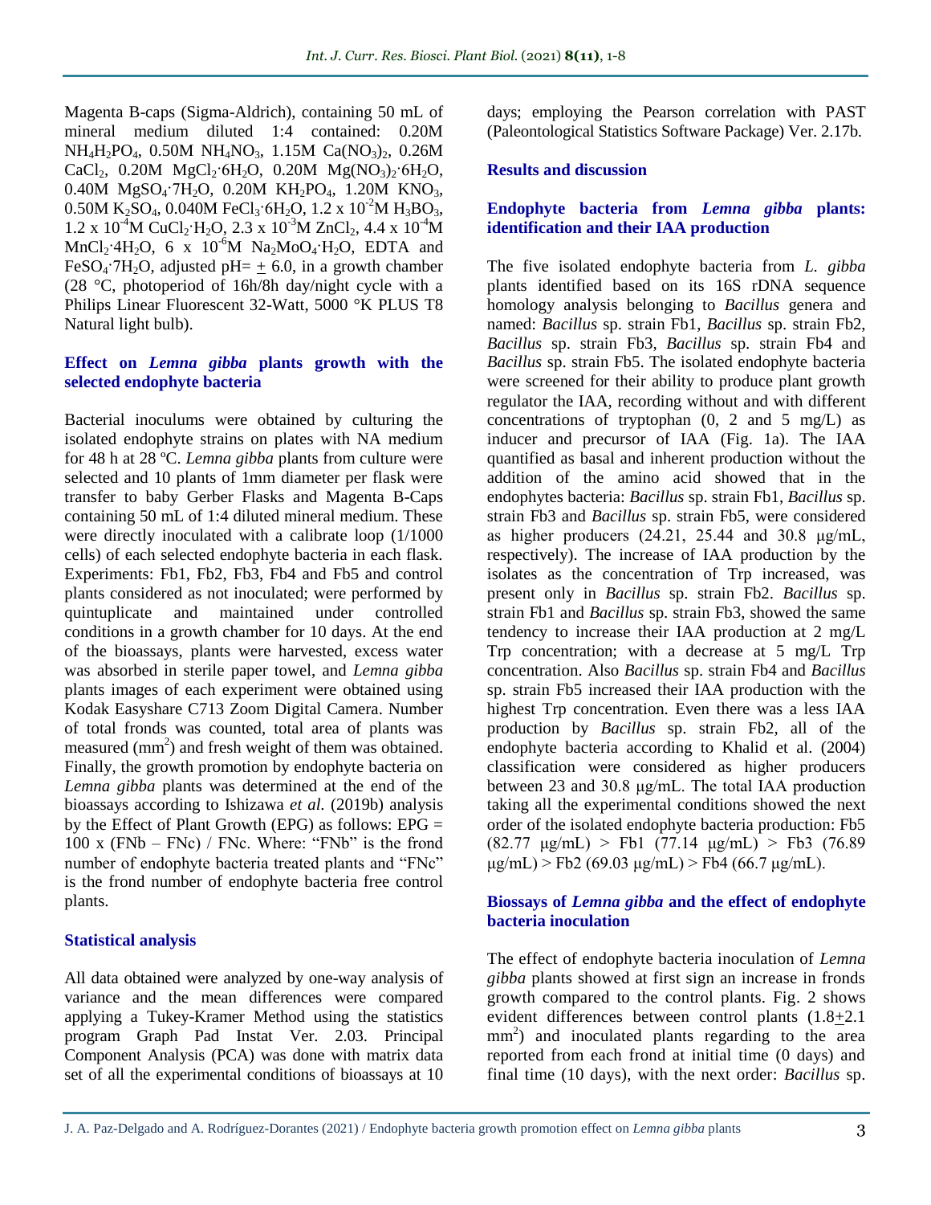Magenta B-caps (Sigma-Aldrich), containing 50 mL of mineral medium diluted 1:4 contained: 0.20M $NH_4H_2PO_4$, 0.50M $NH_4NO_3$, 1.15M $Ca(NO_3)_2$, 0.26M $CaCl_2$, 0.20M $MgCl_2{\cdot}6H_2O$, 0.20M $Mg(NO_3)_2{\cdot}6H_2O$, 0.40M $MgSO_4{\cdot}7H_2O$, 0.20M $KH_2PO_4$, 1.20M $KNO_3$, 0.50M $K_2SO_4$, 0.040M $FeCl_3{\cdot}6H_2O$, 1.2 x $10^{-2}$M $H_3BO_3$, 1.2 x $10^{-4}$M $CuCl_2{\cdot}H_2O$, 2.3 x $10^{-3}$M $ZnCl_2$, 4.4 x $10^{-4}$M $MnCl_2{\cdot}4H_2O$, 6 x $10^{-6}$M $Na_2MoO_4{\cdot}H_2O$, EDTA and $FeSO_4{\cdot}7H_2O$, adjusted pH= $\pm$ 6.0, in a growth chamber (28 °C, photoperiod of 16h/8h day/night cycle with a Philips Linear Fluorescent 32-Watt, 5000 °K PLUS T8 Natural light bulb).

### Effect on *Lemna gibba* plants growth with the selected endophyte bacteria

Bacterial inoculums were obtained by culturing the isolated endophyte strains on plates with NA medium for 48 h at 28 ºC. *Lemna gibba* plants from culture were selected and 10 plants of 1mm diameter per flask were transfer to baby Gerber Flasks and Magenta B-Caps containing 50 mL of 1:4 diluted mineral medium. These were directly inoculated with a calibrate loop (1/1000 cells) of each selected endophyte bacteria in each flask. Experiments: Fb1, Fb2, Fb3, Fb4 and Fb5 and control plants considered as not inoculated; were performed by quintuplicate and maintained under controlled conditions in a growth chamber for 10 days. At the end of the bioassays, plants were harvested, excess water was absorbed in sterile paper towel, and *Lemna gibba* plants images of each experiment were obtained using Kodak Easyshare C713 Zoom Digital Camera. Number of total fronds was counted, total area of plants was measured ($mm^2$) and fresh weight of them was obtained. Finally, the growth promotion by endophyte bacteria on *Lemna gibba* plants was determined at the end of the bioassays according to Ishizawa *et al*. (2019b) analysis by the Effect of Plant Growth (EPG) as follows: EPG = 100 x (FNb – FNc) / FNc. Where: "FNb" is the frond number of endophyte bacteria treated plants and "FNc" is the frond number of endophyte bacteria free control plants.

### Statistical analysis

All data obtained were analyzed by one-way analysis of variance and the mean differences were compared applying a Tukey-Kramer Method using the statistics program Graph Pad Instat Ver. 2.03. Principal Component Analysis (PCA) was done with matrix data set of all the experimental conditions of bioassays at 10 days; employing the Pearson correlation with PAST (Paleontological Statistics Software Package) Ver. 2.17b.

## Results and discussion

### Endophyte bacteria from *Lemna gibba* plants: identification and their IAA production

The five isolated endophyte bacteria from *L. gibba* plants identified based on its 16S rDNA sequence homology analysis belonging to *Bacillus* genera and named: *Bacillus* sp. strain Fb1, *Bacillus* sp. strain Fb2, *Bacillus* sp. strain Fb3, *Bacillus* sp. strain Fb4 and *Bacillus* sp. strain Fb5. The isolated endophyte bacteria were screened for their ability to produce plant growth regulator the IAA, recording without and with different concentrations of tryptophan (0, 2 and 5 mg/L) as inducer and precursor of IAA (Fig. 1a). The IAA quantified as basal and inherent production without the addition of the amino acid showed that in the endophytes bacteria: *Bacillus* sp. strain Fb1, *Bacillus* sp. strain Fb3 and *Bacillus* sp. strain Fb5, were considered as higher producers (24.21, 25.44 and 30.8 μg/mL, respectively). The increase of IAA production by the isolates as the concentration of Trp increased, was present only in *Bacillus* sp. strain Fb2. *Bacillus* sp. strain Fb1 and *Bacillus* sp. strain Fb3, showed the same tendency to increase their IAA production at 2 mg/L Trp concentration; with a decrease at 5 mg/L Trp concentration. Also *Bacillus* sp. strain Fb4 and *Bacillus* sp. strain Fb5 increased their IAA production with the highest Trp concentration. Even there was a less IAA production by *Bacillus* sp. strain Fb2, all of the endophyte bacteria according to Khalid et al. (2004) classification were considered as higher producers between 23 and 30.8 μg/mL. The total IAA production taking all the experimental conditions showed the next order of the isolated endophyte bacteria production: Fb5 (82.77 μg/mL) > Fb1 (77.14 μg/mL) > Fb3 (76.89 μg/mL) > Fb2 (69.03 μg/mL) > Fb4 (66.7 μg/mL).

### Biossays of *Lemna gibba* and the effect of endophyte bacteria inoculation

The effect of endophyte bacteria inoculation of *Lemna gibba* plants showed at first sign an increase in fronds growth compared to the control plants. Fig. 2 shows evident differences between control plants (1.8$\pm$2.1 $mm^2$) and inoculated plants regarding to the area reported from each frond at initial time (0 days) and final time (10 days), with the next order: *Bacillus* sp.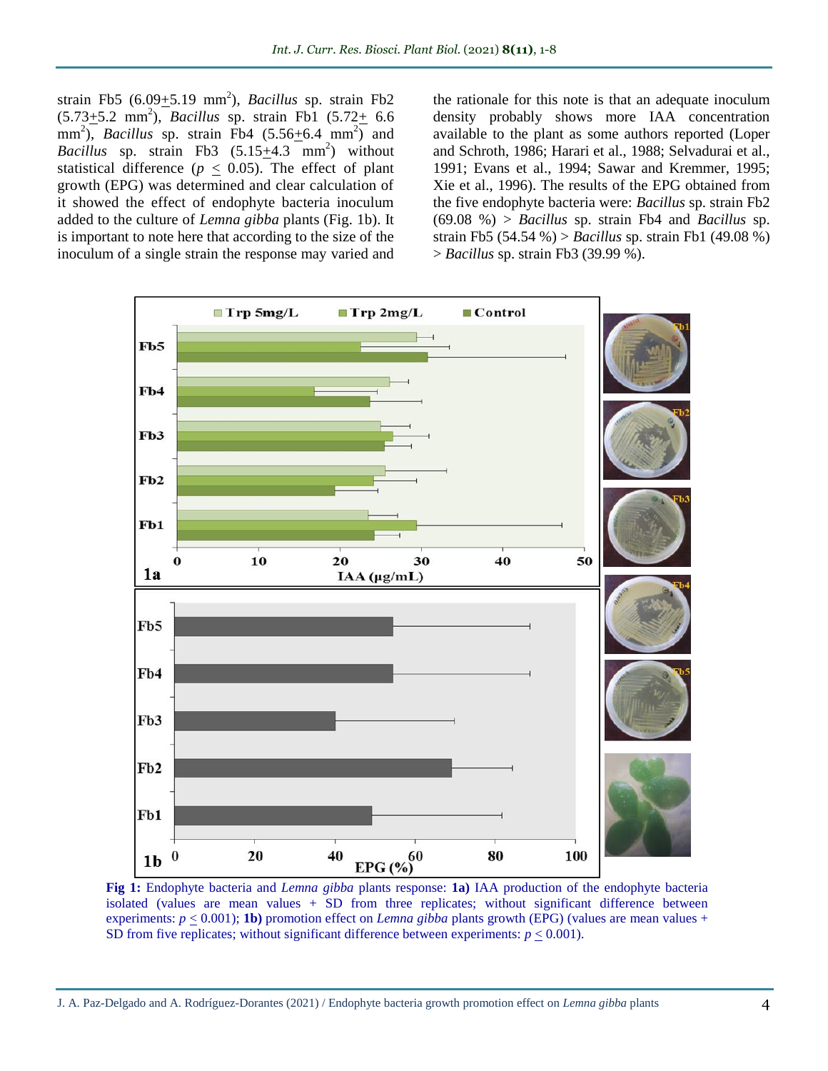strain Fb5 (6.09+5.19 $mm^2$), *Bacillus* sp. strain Fb2 (5.73+5.2 $mm^2$), *Bacillus* sp. strain Fb1 (5.72+ 6.6 $mm^2$), *Bacillus* sp. strain Fb4 (5.56+6.4 $mm^2$) and *Bacillus* sp. strain Fb3 (5.15+4.3 $mm^2$) without statistical difference ($p \leq 0.05$). The effect of plant growth (EPG) was determined and clear calculation of it showed the effect of endophyte bacteria inoculum added to the culture of *Lemna gibba* plants (Fig. 1b). It is important to note here that according to the size of the inoculum of a single strain the response may varied and the rationale for this note is that an adequate inoculum density probably shows more IAA concentration available to the plant as some authors reported (Loper and Schroth, 1986; Harari et al., 1988; Selvadurai et al., 1991; Evans et al., 1994; Sawar and Kremmer, 1995; Xie et al., 1996). The results of the EPG obtained from the five endophyte bacteria were: *Bacillus* sp. strain Fb2 (69.08 %) > *Bacillus* sp. strain Fb4 and *Bacillus* sp. strain Fb5 (54.54 %) > *Bacillus* sp. strain Fb1 (49.08 %) > *Bacillus* sp. strain Fb3 (39.99 %).

**Fig 1:** Endophyte bacteria and *Lemna gibba* plants response: **1a)** IAA production of the endophyte bacteria isolated (values are mean values + SD from three replicates; without significant difference between experiments: $p \leq 0.001$); **1b)** promotion effect on *Lemna gibba* plants growth (EPG) (values are mean values + SD from five replicates; without significant difference between experiments: $p \leq 0.001$).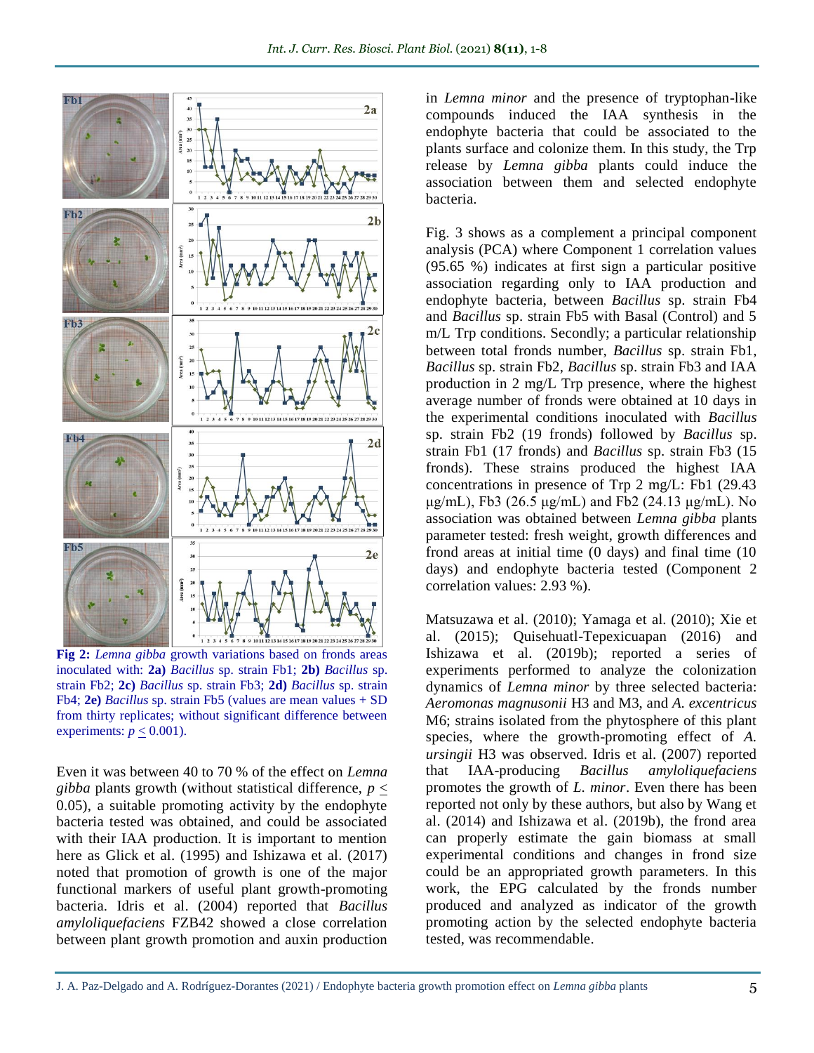**Fig 2:** *Lemna gibba* growth variations based on fronds areas inoculated with: **2a)** *Bacillus* sp. strain Fb1; **2b)** *Bacillus* sp. strain Fb2; **2c)** *Bacillus* sp. strain Fb3; **2d)** *Bacillus* sp. strain Fb4; **2e)** *Bacillus* sp. strain Fb5 (values are mean values + SD from thirty replicates; without significant difference between experiments: $p \leq 0.001$).

Even it was between 40 to 70 % of the effect on *Lemna gibba* plants growth (without statistical difference, $p \leq 0.05$), a suitable promoting activity by the endophyte bacteria tested was obtained, and could be associated with their IAA production. It is important to mention here as Glick et al. (1995) and Ishizawa et al. (2017) noted that promotion of growth is one of the major functional markers of useful plant growth-promoting bacteria. Idris et al. (2004) reported that *Bacillus amyloliquefaciens* FZB42 showed a close correlation between plant growth promotion and auxin production in *Lemna minor* and the presence of tryptophan-like compounds induced the IAA synthesis in the endophyte bacteria that could be associated to the plants surface and colonize them. In this study, the Trp release by *Lemna gibba* plants could induce the association between them and selected endophyte bacteria.

Fig. 3 shows as a complement a principal component analysis (PCA) where Component 1 correlation values (95.65 %) indicates at first sign a particular positive association regarding only to IAA production and endophyte bacteria, between *Bacillus* sp. strain Fb4 and *Bacillus* sp. strain Fb5 with Basal (Control) and 5 m/L Trp conditions. Secondly; a particular relationship between total fronds number, *Bacillus* sp. strain Fb1, *Bacillus* sp. strain Fb2, *Bacillus* sp. strain Fb3 and IAA production in 2 mg/L Trp presence, where the highest average number of fronds were obtained at 10 days in the experimental conditions inoculated with *Bacillus* sp. strain Fb2 (19 fronds) followed by *Bacillus* sp. strain Fb1 (17 fronds) and *Bacillus* sp. strain Fb3 (15 fronds). These strains produced the highest IAA concentrations in presence of Trp 2 mg/L: Fb1 (29.43 µg/mL), Fb3 (26.5 µg/mL) and Fb2 (24.13 µg/mL). No association was obtained between *Lemna gibba* plants parameter tested: fresh weight, growth differences and frond areas at initial time (0 days) and final time (10 days) and endophyte bacteria tested (Component 2 correlation values: 2.93 %).

Matsuzawa et al. (2010); Yamaga et al. (2010); Xie et al. (2015); Quisehuatl-Tepexicuapan (2016) and Ishizawa et al. (2019b); reported a series of experiments performed to analyze the colonization dynamics of *Lemna minor* by three selected bacteria: *Aeromonas magnusonii* H3 and M3, and *A. excentricus* M6; strains isolated from the phytosphere of this plant species, where the growth-promoting effect of *A. ursingii* H3 was observed. Idris et al. (2007) reported that IAA-producing *Bacillus amyloliquefaciens* promotes the growth of *L. minor*. Even there has been reported not only by these authors, but also by Wang et al. (2014) and Ishizawa et al. (2019b), the frond area can properly estimate the gain biomass at small experimental conditions and changes in frond size could be an appropriated growth parameters. In this work, the EPG calculated by the fronds number produced and analyzed as indicator of the growth promoting action by the selected endophyte bacteria tested, was recommendable.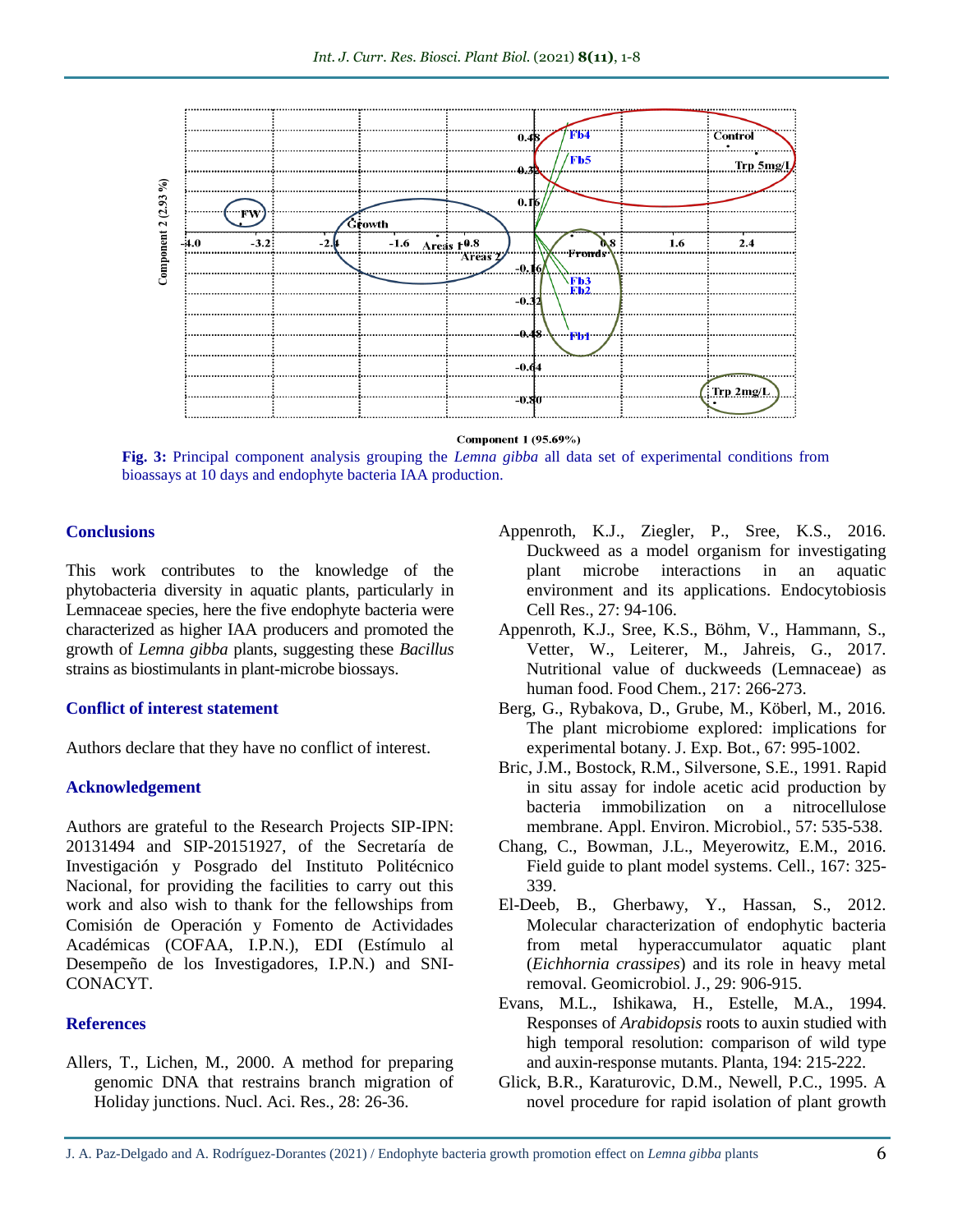Fig. 3: Principal component analysis grouping the *Lemna gibba* all data set of experimental conditions from bioassays at 10 days and endophyte bacteria IAA production.

## Conclusions

This work contributes to the knowledge of the phytobacteria diversity in aquatic plants, particularly in Lemnaceae species, here the five endophyte bacteria were characterized as higher IAA producers and promoted the growth of *Lemna gibba* plants, suggesting these *Bacillus* strains as biostimulants in plant-microbe biossays.

## Conflict of interest statement

Authors declare that they have no conflict of interest.

## Acknowledgement

Authors are grateful to the Research Projects SIP-IPN: 20131494 and SIP-20151927, of the Secretaría de Investigación y Posgrado del Instituto Politécnico Nacional, for providing the facilities to carry out this work and also wish to thank for the fellowships from Comisión de Operación y Fomento de Actividades Académicas (COFAA, I.P.N.), EDI (Estímulo al Desempeño de los Investigadores, I.P.N.) and SNI-CONACYT.

## References

Allers, T., Lichen, M., 2000. A method for preparing genomic DNA that restrains branch migration of Holiday junctions. Nucl. Aci. Res., 28: 26-36.

Appenroth, K.J., Ziegler, P., Sree, K.S., 2016. Duckweed as a model organism for investigating plant microbe interactions in an aquatic environment and its applications. Endocytobiosis Cell Res., 27: 94-106.

Appenroth, K.J., Sree, K.S., Böhm, V., Hammann, S., Vetter, W., Leiterer, M., Jahreis, G., 2017. Nutritional value of duckweeds (Lemnaceae) as human food. Food Chem., 217: 266-273.

Berg, G., Rybakova, D., Grube, M., Köberl, M., 2016. The plant microbiome explored: implications for experimental botany. J. Exp. Bot., 67: 995-1002.

Bric, J.M., Bostock, R.M., Silversone, S.E., 1991. Rapid in situ assay for indole acetic acid production by bacteria immobilization on a nitrocellulose membrane. Appl. Environ. Microbiol., 57: 535-538.

Chang, C., Bowman, J.L., Meyerowitz, E.M., 2016. Field guide to plant model systems. Cell., 167: 325-339.

El-Deeb, B., Gherbawy, Y., Hassan, S., 2012. Molecular characterization of endophytic bacteria from metal hyperaccumulator aquatic plant (*Eichhornia crassipes*) and its role in heavy metal removal. Geomicrobiol. J., 29: 906-915.

Evans, M.L., Ishikawa, H., Estelle, M.A., 1994. Responses of *Arabidopsis* roots to auxin studied with high temporal resolution: comparison of wild type and auxin-response mutants. Planta, 194: 215-222.

Glick, B.R., Karaturovic, D.M., Newell, P.C., 1995. A novel procedure for rapid isolation of plant growth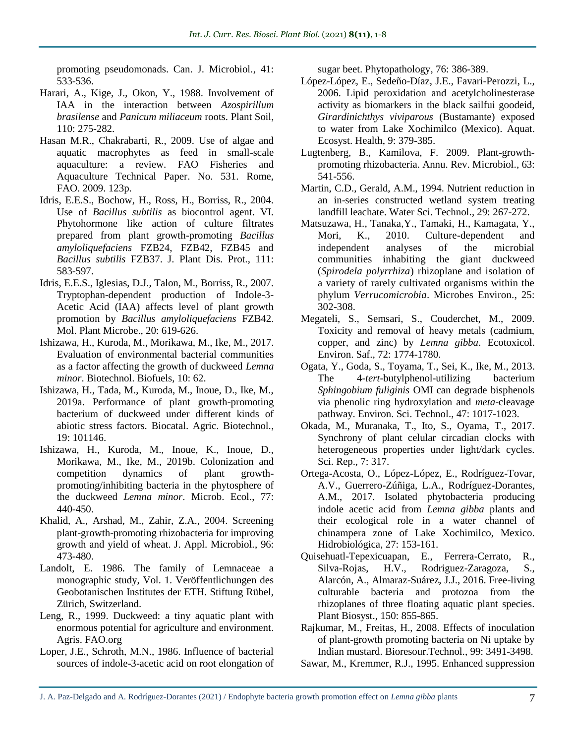promoting pseudomonads. Can. J. Microbiol., 41: 533-536.

Harari, A., Kige, J., Okon, Y., 1988. Involvement of IAA in the interaction between *Azospirillum brasilense* and *Panicum miliaceum* roots. Plant Soil, 110: 275-282.

Hasan M.R., Chakrabarti, R., 2009. Use of algae and aquatic macrophytes as feed in small-scale aquaculture: a review. FAO Fisheries and Aquaculture Technical Paper. No. 531. Rome, FAO. 2009. 123p.

Idris, E.E.S., Bochow, H., Ross, H., Borriss, R., 2004. Use of *Bacillus subtilis* as biocontrol agent. VI. Phytohormone like action of culture filtrates prepared from plant growth-promoting *Bacillus amyloliquefaciens* FZB24, FZB42, FZB45 and *Bacillus subtilis* FZB37. J. Plant Dis. Prot., 111: 583-597.

Idris, E.E.S., Iglesias, D.J., Talon, M., Borriss, R., 2007. Tryptophan-dependent production of Indole-3-Acetic Acid (IAA) affects level of plant growth promotion by *Bacillus amyloliquefaciens* FZB42. Mol. Plant Microbe., 20: 619-626.

Ishizawa, H., Kuroda, M., Morikawa, M., Ike, M., 2017. Evaluation of environmental bacterial communities as a factor affecting the growth of duckweed *Lemna minor*. Biotechnol. Biofuels, 10: 62.

Ishizawa, H., Tada, M., Kuroda, M., Inoue, D., Ike, M., 2019a. Performance of plant growth-promoting bacterium of duckweed under different kinds of abiotic stress factors. Biocatal. Agric. Biotechnol., 19: 101146.

Ishizawa, H., Kuroda, M., Inoue, K., Inoue, D., Morikawa, M., Ike, M., 2019b. Colonization and competition dynamics of plant growth-promoting/inhibiting bacteria in the phytosphere of the duckweed *Lemna minor*. Microb. Ecol., 77: 440-450.

Khalid, A., Arshad, M., Zahir, Z.A., 2004. Screening plant-growth-promoting rhizobacteria for improving growth and yield of wheat. J. Appl. Microbiol., 96: 473-480.

Landolt, E. 1986. The family of Lemnaceae a monographic study, Vol. 1. Veröffentlichungen des Geobotanischen Institutes der ETH. Stiftung Rübel, Zürich, Switzerland.

Leng, R., 1999. Duckweed: a tiny aquatic plant with enormous potential for agriculture and environment. Agris. FAO.org

Loper, J.E., Schroth, M.N., 1986. Influence of bacterial sources of indole-3-acetic acid on root elongation of sugar beet. Phytopathology, 76: 386-389.

López-López, E., Sedeño-Díaz, J.E., Favari-Perozzi, L., 2006. Lipid peroxidation and acetylcholinesterase activity as biomarkers in the black sailfui goodeid, *Girardinichthys viviparous* (Bustamante) exposed to water from Lake Xochimilco (Mexico). Aquat. Ecosyst. Health, 9: 379-385.

Lugtenberg, B., Kamilova, F. 2009. Plant-growth-promoting rhizobacteria. Annu. Rev. Microbiol., 63: 541-556.

Martin, C.D., Gerald, A.M., 1994. Nutrient reduction in an in-series constructed wetland system treating landfill leachate. Water Sci. Technol., 29: 267-272.

Matsuzawa, H., Tanaka,Y., Tamaki, H., Kamagata, Y., Mori, K., 2010. Culture-dependent and independent analyses of the microbial communities inhabiting the giant duckweed (*Spirodela polyrrhiza*) rhizoplane and isolation of a variety of rarely cultivated organisms within the phylum *Verrucomicrobia*. Microbes Environ., 25: 302-308.

Megateli, S., Semsari, S., Couderchet, M., 2009. Toxicity and removal of heavy metals (cadmium, copper, and zinc) by *Lemna gibba*. Ecotoxicol. Environ. Saf., 72: 1774-1780.

Ogata, Y., Goda, S., Toyama, T., Sei, K., Ike, M., 2013. The 4-*tert*-butylphenol-utilizing bacterium *Sphingobium fuliginis* OMI can degrade bisphenols via phenolic ring hydroxylation and *meta*-cleavage pathway. Environ. Sci. Technol., 47: 1017-1023.

Okada, M., Muranaka, T., Ito, S., Oyama, T., 2017. Synchrony of plant celular circadian clocks with heterogeneous properties under light/dark cycles. Sci. Rep., 7: 317.

Ortega-Acosta, O., López-López, E., Rodríguez-Tovar, A.V., Guerrero-Zúñiga, L.A., Rodríguez-Dorantes, A.M., 2017. Isolated phytobacteria producing indole acetic acid from *Lemna gibba* plants and their ecological role in a water channel of chinampera zone of Lake Xochimilco, Mexico. Hidrobiológica, 27: 153-161.

Quisehuatl-Tepexicuapan, E., Ferrera-Cerrato, R., Silva-Rojas, H.V., Rodriguez-Zaragoza, S., Alarcón, A., Almaraz-Suárez, J.J., 2016. Free-living culturable bacteria and protozoa from the rhizoplanes of three floating aquatic plant species. Plant Biosyst., 150: 855-865.

Rajkumar, M., Freitas, H., 2008. Effects of inoculation of plant-growth promoting bacteria on Ni uptake by Indian mustard. Bioresour.Technol., 99: 3491-3498.

Sawar, M., Kremmer, R.J., 1995. Enhanced suppression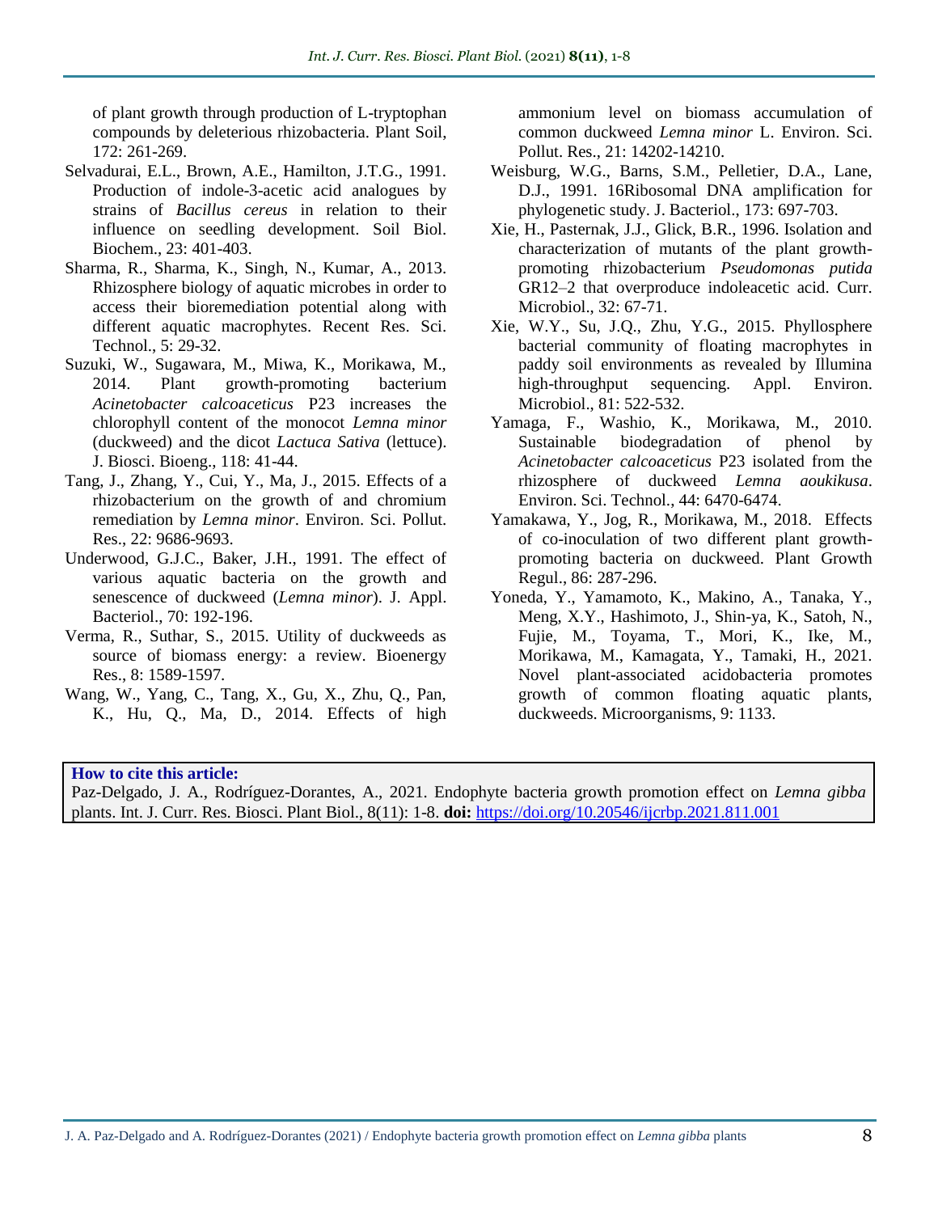of plant growth through production of L-tryptophan compounds by deleterious rhizobacteria. Plant Soil, 172: 261-269.

Selvadurai, E.L., Brown, A.E., Hamilton, J.T.G., 1991. Production of indole-3-acetic acid analogues by strains of *Bacillus cereus* in relation to their influence on seedling development. Soil Biol. Biochem., 23: 401-403.

Sharma, R., Sharma, K., Singh, N., Kumar, A., 2013. Rhizosphere biology of aquatic microbes in order to access their bioremediation potential along with different aquatic macrophytes. Recent Res. Sci. Technol., 5: 29-32.

Suzuki, W., Sugawara, M., Miwa, K., Morikawa, M., 2014. Plant growth-promoting bacterium *Acinetobacter calcoaceticus* P23 increases the chlorophyll content of the monocot *Lemna minor* (duckweed) and the dicot *Lactuca Sativa* (lettuce). J. Biosci. Bioeng., 118: 41-44.

Tang, J., Zhang, Y., Cui, Y., Ma, J., 2015. Effects of a rhizobacterium on the growth of and chromium remediation by *Lemna minor*. Environ. Sci. Pollut. Res., 22: 9686-9693.

Underwood, G.J.C., Baker, J.H., 1991. The effect of various aquatic bacteria on the growth and senescence of duckweed (*Lemna minor*). J. Appl. Bacteriol., 70: 192-196.

Verma, R., Suthar, S., 2015. Utility of duckweeds as source of biomass energy: a review. Bioenergy Res., 8: 1589-1597.

Wang, W., Yang, C., Tang, X., Gu, X., Zhu, Q., Pan, K., Hu, Q., Ma, D., 2014. Effects of high ammonium level on biomass accumulation of common duckweed *Lemna minor* L. Environ. Sci. Pollut. Res., 21: 14202-14210.

Weisburg, W.G., Barns, S.M., Pelletier, D.A., Lane, D.J., 1991. 16Ribosomal DNA amplification for phylogenetic study. J. Bacteriol., 173: 697-703.

Xie, H., Pasternak, J.J., Glick, B.R., 1996. Isolation and characterization of mutants of the plant growth-promoting rhizobacterium *Pseudomonas putida* GR12–2 that overproduce indoleacetic acid. Curr. Microbiol., 32: 67-71.

Xie, W.Y., Su, J.Q., Zhu, Y.G., 2015. Phyllosphere bacterial community of floating macrophytes in paddy soil environments as revealed by Illumina high-throughput sequencing. Appl. Environ. Microbiol., 81: 522-532.

Yamaga, F., Washio, K., Morikawa, M., 2010. Sustainable biodegradation of phenol by *Acinetobacter calcoaceticus* P23 isolated from the rhizosphere of duckweed *Lemna aoukikusa*. Environ. Sci. Technol., 44: 6470-6474.

Yamakawa, Y., Jog, R., Morikawa, M., 2018. Effects of co-inoculation of two different plant growth-promoting bacteria on duckweed. Plant Growth Regul., 86: 287-296.

Yoneda, Y., Yamamoto, K., Makino, A., Tanaka, Y., Meng, X.Y., Hashimoto, J., Shin-ya, K., Satoh, N., Fujie, M., Toyama, T., Mori, K., Ike, M., Morikawa, M., Kamagata, Y., Tamaki, H., 2021. Novel plant-associated acidobacteria promotes growth of common floating aquatic plants, duckweeds. Microorganisms, 9: 1133.

**How to cite this article:**
Paz-Delgado, J. A., Rodríguez-Dorantes, A., 2021. Endophyte bacteria growth promotion effect on *Lemna gibba* plants. Int. J. Curr. Res. Biosci. Plant Biol., 8(11): 1-8. **doi:** https://doi.org/10.20546/ijcrbp.2021.811.001